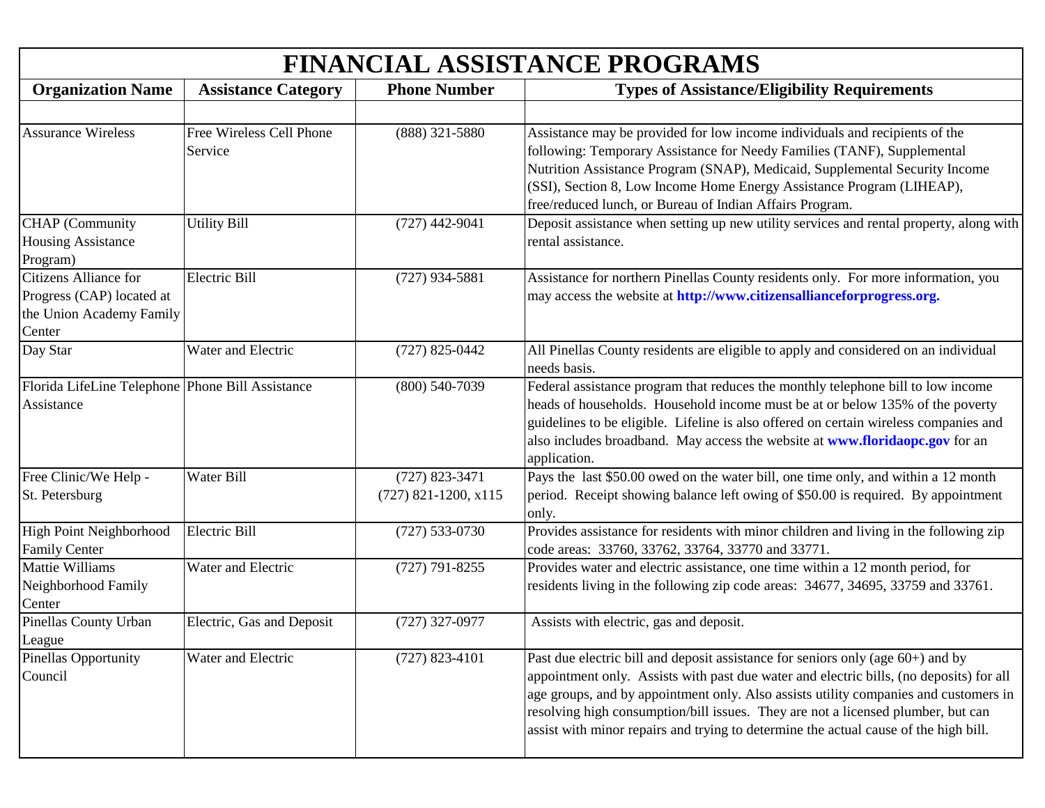# FINANCIAL ASSISTANCE PROGRAMS

| Organization Name | Assistance Category | Phone Number | Types of Assistance/Eligibility Requirements |
|---|---|---|---|
| | | | |
| Assurance Wireless | Free Wireless Cell Phone Service | (888) 321-5880 | Assistance may be provided for low income individuals and recipients of the following: Temporary Assistance for Needy Families (TANF), Supplemental Nutrition Assistance Program (SNAP), Medicaid, Supplemental Security Income (SSI), Section 8, Low Income Home Energy Assistance Program (LIHEAP), free/reduced lunch, or Bureau of Indian Affairs Program. |
| CHAP (Community Housing Assistance Program) | Utility Bill | (727) 442-9041 | Deposit assistance when setting up new utility services and rental property, along with rental assistance. |
| Citizens Alliance for Progress (CAP) located at the Union Academy Family Center | Electric Bill | (727) 934-5881 | Assistance for northern Pinellas County residents only. For more information, you may access the website at **http://www.citizensallianceforprogress.org.** |
| Day Star | Water and Electric | (727) 825-0442 | All Pinellas County residents are eligible to apply and considered on an individual needs basis. |
| Florida LifeLine Telephone Assistance | Phone Bill Assistance | (800) 540-7039 | Federal assistance program that reduces the monthly telephone bill to low income heads of households. Household income must be at or below 135% of the poverty guidelines to be eligible. Lifeline is also offered on certain wireless companies and also includes broadband. May access the website at **www.floridaopc.gov** for an application. |
| Free Clinic/We Help - St. Petersburg | Water Bill | (727) 823-3471<br>(727) 821-1200, x115 | Pays the last $50.00 owed on the water bill, one time only, and within a 12 month period. Receipt showing balance left owing of $50.00 is required. By appointment only. |
| High Point Neighborhood Family Center | Electric Bill | (727) 533-0730 | Provides assistance for residents with minor children and living in the following zip code areas: 33760, 33762, 33764, 33770 and 33771. |
| Mattie Williams Neighborhood Family Center | Water and Electric | (727) 791-8255 | Provides water and electric assistance, one time within a 12 month period, for residents living in the following zip code areas: 34677, 34695, 33759 and 33761. |
| Pinellas County Urban League | Electric, Gas and Deposit | (727) 327-0977 | Assists with electric, gas and deposit. |
| Pinellas Opportunity Council | Water and Electric | (727) 823-4101 | Past due electric bill and deposit assistance for seniors only (age 60+) and by appointment only. Assists with past due water and electric bills, (no deposits) for all age groups, and by appointment only. Also assists utility companies and customers in resolving high consumption/bill issues. They are not a licensed plumber, but can assist with minor repairs and trying to determine the actual cause of the high bill. |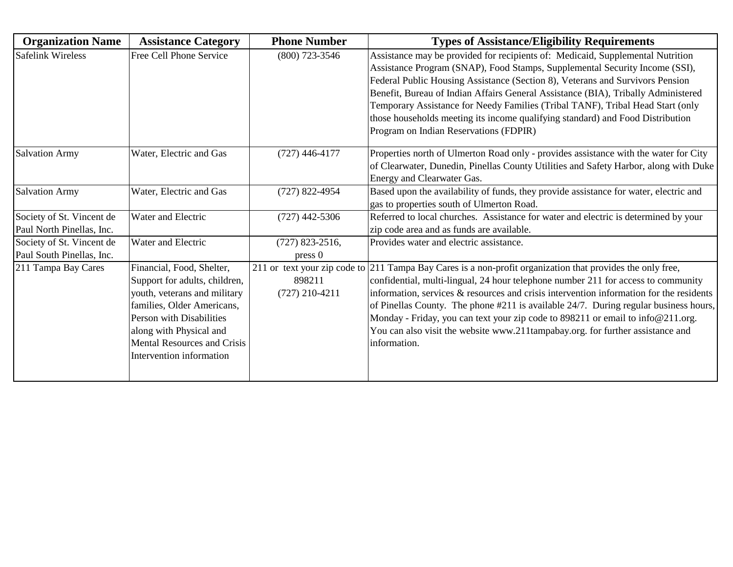| Organization Name | Assistance Category | Phone Number | Types of Assistance/Eligibility Requirements |
|---|---|---|---|
| Safelink Wireless | Free Cell Phone Service | (800) 723-3546 | Assistance may be provided for recipients of: Medicaid, Supplemental Nutrition Assistance Program (SNAP), Food Stamps, Supplemental Security Income (SSI), Federal Public Housing Assistance (Section 8), Veterans and Survivors Pension Benefit, Bureau of Indian Affairs General Assistance (BIA), Tribally Administered Temporary Assistance for Needy Families (Tribal TANF), Tribal Head Start (only those households meeting its income qualifying standard) and Food Distribution Program on Indian Reservations (FDPIR) |
| Salvation Army | Water, Electric and Gas | (727) 446-4177 | Properties north of Ulmerton Road only - provides assistance with the water for City of Clearwater, Dunedin, Pinellas County Utilities and Safety Harbor, along with Duke Energy and Clearwater Gas. |
| Salvation Army | Water, Electric and Gas | (727) 822-4954 | Based upon the availability of funds, they provide assistance for water, electric and gas to properties south of Ulmerton Road. |
| Society of St. Vincent de Paul North Pinellas, Inc. | Water and Electric | (727) 442-5306 | Referred to local churches. Assistance for water and electric is determined by your zip code area and as funds are available. |
| Society of St. Vincent de Paul South Pinellas, Inc. | Water and Electric | (727) 823-2516, press 0 | Provides water and electric assistance. |
| 211 Tampa Bay Cares | Financial, Food, Shelter, Support for adults, children, youth, veterans and military families, Older Americans, Person with Disabilities along with Physical and Mental Resources and Crisis Intervention information | 211 or text your zip code to 898211 (727) 210-4211 | 211 Tampa Bay Cares is a non-profit organization that provides the only free, confidential, multi-lingual, 24 hour telephone number 211 for access to community information, services & resources and crisis intervention information for the residents of Pinellas County. The phone #211 is available 24/7. During regular business hours, Monday - Friday, you can text your zip code to 898211 or email to info@211.org. You can also visit the website www.211tampabay.org. for further assistance and information. |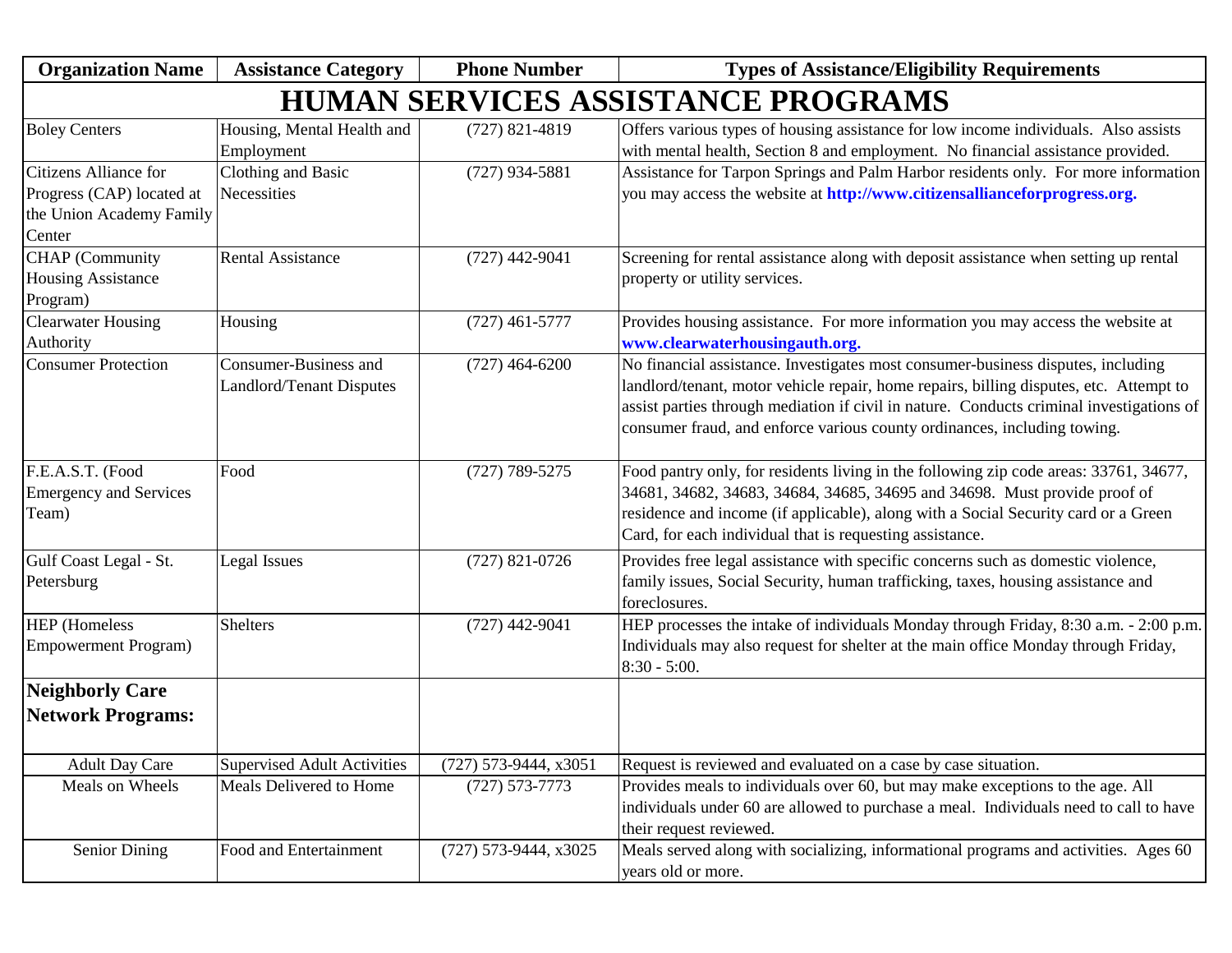| Organization Name | Assistance Category | Phone Number | Types of Assistance/Eligibility Requirements |
| --- | --- | --- | --- |
| **HUMAN SERVICES ASSISTANCE PROGRAMS** | | | |
| Boley Centers | Housing, Mental Health and Employment | (727) 821-4819 | Offers various types of housing assistance for low income individuals. Also assists with mental health, Section 8 and employment. No financial assistance provided. |
| Citizens Alliance for Progress (CAP) located at the Union Academy Family Center | Clothing and Basic Necessities | (727) 934-5881 | Assistance for Tarpon Springs and Palm Harbor residents only. For more information you may access the website at **http://www.citizensallianceforprogress.org.** |
| CHAP (Community Housing Assistance Program) | Rental Assistance | (727) 442-9041 | Screening for rental assistance along with deposit assistance when setting up rental property or utility services. |
| Clearwater Housing Authority | Housing | (727) 461-5777 | Provides housing assistance. For more information you may access the website at **www.clearwaterhousingauth.org.** |
| Consumer Protection | Consumer-Business and Landlord/Tenant Disputes | (727) 464-6200 | No financial assistance. Investigates most consumer-business disputes, including landlord/tenant, motor vehicle repair, home repairs, billing disputes, etc. Attempt to assist parties through mediation if civil in nature. Conducts criminal investigations of consumer fraud, and enforce various county ordinances, including towing. |
| F.E.A.S.T. (Food Emergency and Services Team) | Food | (727) 789-5275 | Food pantry only, for residents living in the following zip code areas: 33761, 34677, 34681, 34682, 34683, 34684, 34685, 34695 and 34698. Must provide proof of residence and income (if applicable), along with a Social Security card or a Green Card, for each individual that is requesting assistance. |
| Gulf Coast Legal - St. Petersburg | Legal Issues | (727) 821-0726 | Provides free legal assistance with specific concerns such as domestic violence, family issues, Social Security, human trafficking, taxes, housing assistance and foreclosures. |
| HEP (Homeless Empowerment Program) | Shelters | (727) 442-9041 | HEP processes the intake of individuals Monday through Friday, 8:30 a.m. - 2:00 p.m. Individuals may also request for shelter at the main office Monday through Friday, 8:30 - 5:00. |
| **Neighborly Care Network Programs:** | | | |
| Adult Day Care | Supervised Adult Activities | (727) 573-9444, x3051 | Request is reviewed and evaluated on a case by case situation. |
| Meals on Wheels | Meals Delivered to Home | (727) 573-7773 | Provides meals to individuals over 60, but may make exceptions to the age. All individuals under 60 are allowed to purchase a meal. Individuals need to call to have their request reviewed. |
| Senior Dining | Food and Entertainment | (727) 573-9444, x3025 | Meals served along with socializing, informational programs and activities. Ages 60 years old or more. |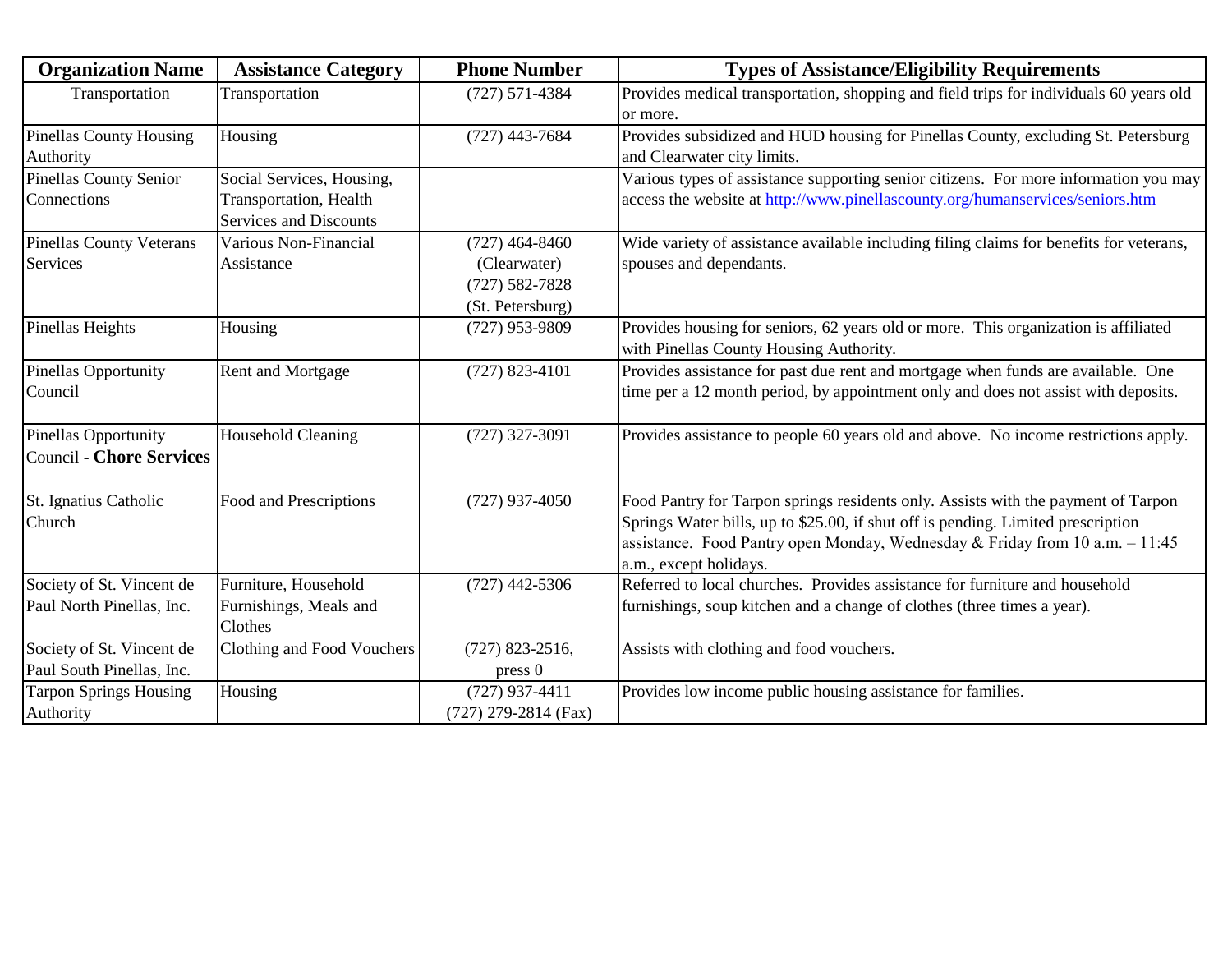| Organization Name | Assistance Category | Phone Number | Types of Assistance/Eligibility Requirements |
|---|---|---|---|
| Transportation | Transportation | (727) 571-4384 | Provides medical transportation, shopping and field trips for individuals 60 years old or more. |
| Pinellas County Housing Authority | Housing | (727) 443-7684 | Provides subsidized and HUD housing for Pinellas County, excluding St. Petersburg and Clearwater city limits. |
| Pinellas County Senior Connections | Social Services, Housing, Transportation, Health Services and Discounts | | Various types of assistance supporting senior citizens. For more information you may access the website at http://www.pinellascounty.org/humanservices/seniors.htm |
| Pinellas County Veterans Services | Various Non-Financial Assistance | (727) 464-8460 (Clearwater) (727) 582-7828 (St. Petersburg) | Wide variety of assistance available including filing claims for benefits for veterans, spouses and dependants. |
| Pinellas Heights | Housing | (727) 953-9809 | Provides housing for seniors, 62 years old or more. This organization is affiliated with Pinellas County Housing Authority. |
| Pinellas Opportunity Council | Rent and Mortgage | (727) 823-4101 | Provides assistance for past due rent and mortgage when funds are available. One time per a 12 month period, by appointment only and does not assist with deposits. |
| Pinellas Opportunity Council - **Chore Services** | Household Cleaning | (727) 327-3091 | Provides assistance to people 60 years old and above. No income restrictions apply. |
| St. Ignatius Catholic Church | Food and Prescriptions | (727) 937-4050 | Food Pantry for Tarpon springs residents only. Assists with the payment of Tarpon Springs Water bills, up to $25.00, if shut off is pending. Limited prescription assistance. Food Pantry open Monday, Wednesday & Friday from 10 a.m. – 11:45 a.m., except holidays. |
| Society of St. Vincent de Paul North Pinellas, Inc. | Furniture, Household Furnishings, Meals and Clothes | (727) 442-5306 | Referred to local churches. Provides assistance for furniture and household furnishings, soup kitchen and a change of clothes (three times a year). |
| Society of St. Vincent de Paul South Pinellas, Inc. | Clothing and Food Vouchers | (727) 823-2516, press 0 | Assists with clothing and food vouchers. |
| Tarpon Springs Housing Authority | Housing | (727) 937-4411 (727) 279-2814 (Fax) | Provides low income public housing assistance for families. |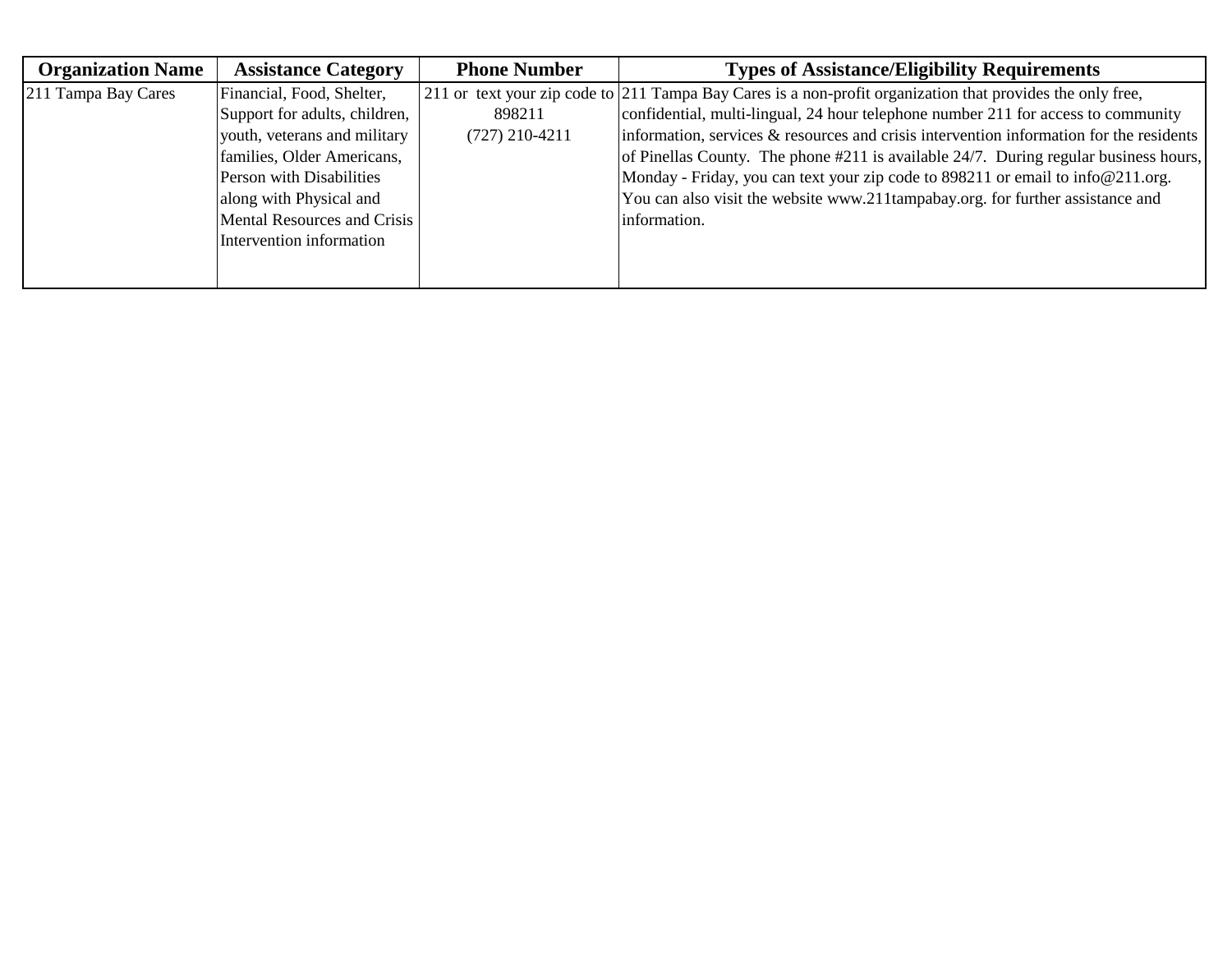| Organization Name | Assistance Category | Phone Number | Types of Assistance/Eligibility Requirements |
|---|---|---|---|
| 211 Tampa Bay Cares | Financial, Food, Shelter, Support for adults, children, youth, veterans and military families, Older Americans, Person with Disabilities along with Physical and Mental Resources and Crisis Intervention information | 211 or text your zip code to 898211 (727) 210-4211 | 211 Tampa Bay Cares is a non-profit organization that provides the only free, confidential, multi-lingual, 24 hour telephone number 211 for access to community information, services & resources and crisis intervention information for the residents of Pinellas County. The phone #211 is available 24/7. During regular business hours, Monday - Friday, you can text your zip code to 898211 or email to info@211.org. You can also visit the website www.211tampabay.org. for further assistance and information. |